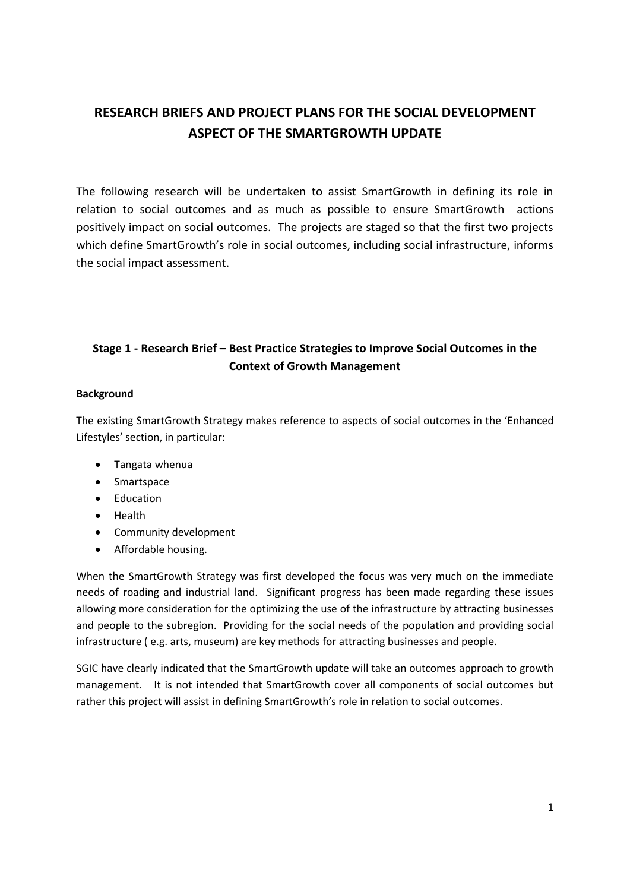# RESEARCH BRIEFS AND PROJECT PLANS FOR THE SOCIAL DEVELOPMENT ASPECT OF THE SMARTGROWTH UPDATE

The following research will be undertaken to assist SmartGrowth in defining its role in relation to social outcomes and as much as possible to ensure SmartGrowth actions positively impact on social outcomes. The projects are staged so that the first two projects which define SmartGrowth's role in social outcomes, including social infrastructure, informs the social impact assessment.

## Stage 1 - Research Brief – Best Practice Strategies to Improve Social Outcomes in the Context of Growth Management

**Background**

The existing SmartGrowth Strategy makes reference to aspects of social outcomes in the 'Enhanced Lifestyles' section, in particular:

- Tangata whenua
- Smartspace
- Education
- Health
- Community development
- Affordable housing.

When the SmartGrowth Strategy was first developed the focus was very much on the immediate needs of roading and industrial land. Significant progress has been made regarding these issues allowing more consideration for the optimizing the use of the infrastructure by attracting businesses and people to the subregion. Providing for the social needs of the population and providing social infrastructure ( e.g. arts, museum) are key methods for attracting businesses and people.

SGIC have clearly indicated that the SmartGrowth update will take an outcomes approach to growth management. It is not intended that SmartGrowth cover all components of social outcomes but rather this project will assist in defining SmartGrowth's role in relation to social outcomes.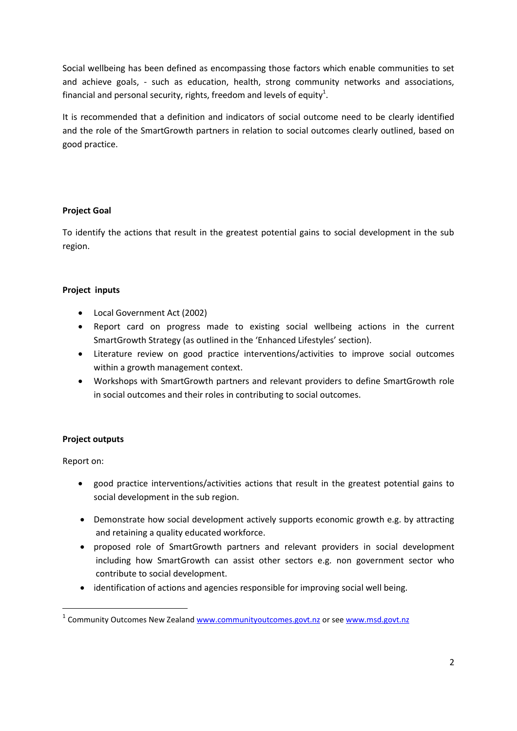Social wellbeing has been defined as encompassing those factors which enable communities to set and achieve goals, - such as education, health, strong community networks and associations, financial and personal security, rights, freedom and levels of equity[1].

It is recommended that a definition and indicators of social outcome need to be clearly identified and the role of the SmartGrowth partners in relation to social outcomes clearly outlined, based on good practice.

**Project Goal**

To identify the actions that result in the greatest potential gains to social development in the sub region.

**Project inputs**

- Local Government Act (2002)
- Report card on progress made to existing social wellbeing actions in the current SmartGrowth Strategy (as outlined in the 'Enhanced Lifestyles' section).
- Literature review on good practice interventions/activities to improve social outcomes within a growth management context.
- Workshops with SmartGrowth partners and relevant providers to define SmartGrowth role in social outcomes and their roles in contributing to social outcomes.

**Project outputs**

Report on:

- good practice interventions/activities actions that result in the greatest potential gains to social development in the sub region.
- Demonstrate how social development actively supports economic growth e.g. by attracting and retaining a quality educated workforce.
- proposed role of SmartGrowth partners and relevant providers in social development including how SmartGrowth can assist other sectors e.g. non government sector who contribute to social development.
- identification of actions and agencies responsible for improving social well being.

---

[1] Community Outcomes New Zealand www.communityoutcomes.govt.nz or see www.msd.govt.nz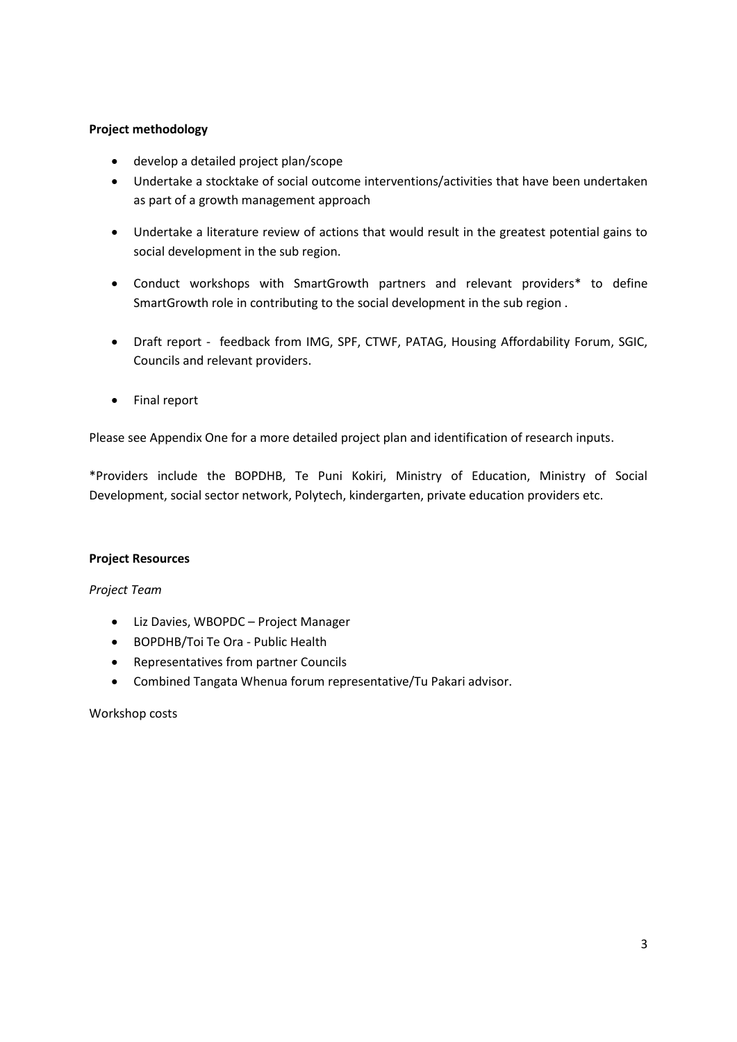**Project methodology**

- develop a detailed project plan/scope
- Undertake a stocktake of social outcome interventions/activities that have been undertaken as part of a growth management approach
- Undertake a literature review of actions that would result in the greatest potential gains to social development in the sub region.
- Conduct workshops with SmartGrowth partners and relevant providers* to define SmartGrowth role in contributing to the social development in the sub region .
- Draft report - feedback from IMG, SPF, CTWF, PATAG, Housing Affordability Forum, SGIC, Councils and relevant providers.
- Final report

Please see Appendix One for a more detailed project plan and identification of research inputs.

*Providers include the BOPDHB, Te Puni Kokiri, Ministry of Education, Ministry of Social Development, social sector network, Polytech, kindergarten, private education providers etc.

**Project Resources**

*Project Team*

- Liz Davies, WBOPDC – Project Manager
- BOPDHB/Toi Te Ora - Public Health
- Representatives from partner Councils
- Combined Tangata Whenua forum representative/Tu Pakari advisor.

Workshop costs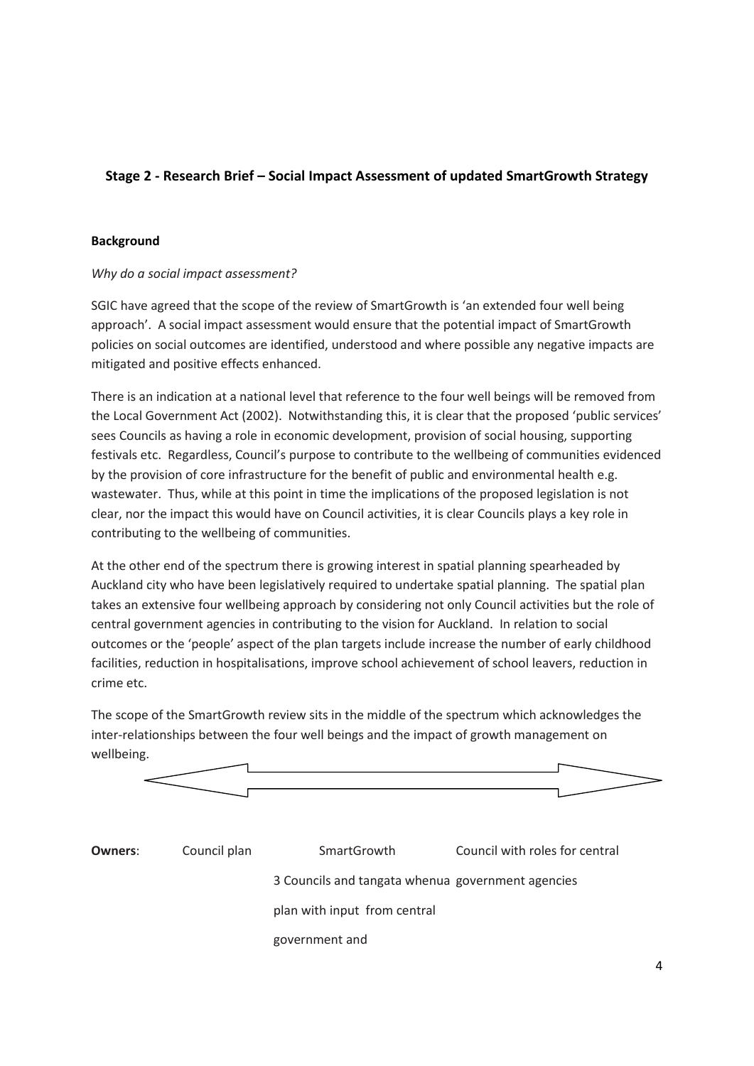## Stage 2 - Research Brief – Social Impact Assessment of updated SmartGrowth Strategy

### Background

*Why do a social impact assessment?*

SGIC have agreed that the scope of the review of SmartGrowth is 'an extended four well being approach'. A social impact assessment would ensure that the potential impact of SmartGrowth policies on social outcomes are identified, understood and where possible any negative impacts are mitigated and positive effects enhanced.

There is an indication at a national level that reference to the four well beings will be removed from the Local Government Act (2002). Notwithstanding this, it is clear that the proposed 'public services' sees Councils as having a role in economic development, provision of social housing, supporting festivals etc. Regardless, Council's purpose to contribute to the wellbeing of communities evidenced by the provision of core infrastructure for the benefit of public and environmental health e.g. wastewater. Thus, while at this point in time the implications of the proposed legislation is not clear, nor the impact this would have on Council activities, it is clear Councils plays a key role in contributing to the wellbeing of communities.

At the other end of the spectrum there is growing interest in spatial planning spearheaded by Auckland city who have been legislatively required to undertake spatial planning. The spatial plan takes an extensive four wellbeing approach by considering not only Council activities but the role of central government agencies in contributing to the vision for Auckland. In relation to social outcomes or the 'people' aspect of the plan targets include increase the number of early childhood facilities, reduction in hospitalisations, improve school achievement of school leavers, reduction in crime etc.

The scope of the SmartGrowth review sits in the middle of the spectrum which acknowledges the inter-relationships between the four well beings and the impact of growth management on wellbeing.

| **Owners**: | Council plan | SmartGrowth 3 Councils and tangata whenua plan with input from central government and | Council with roles for central government agencies |
|---|---|---|---|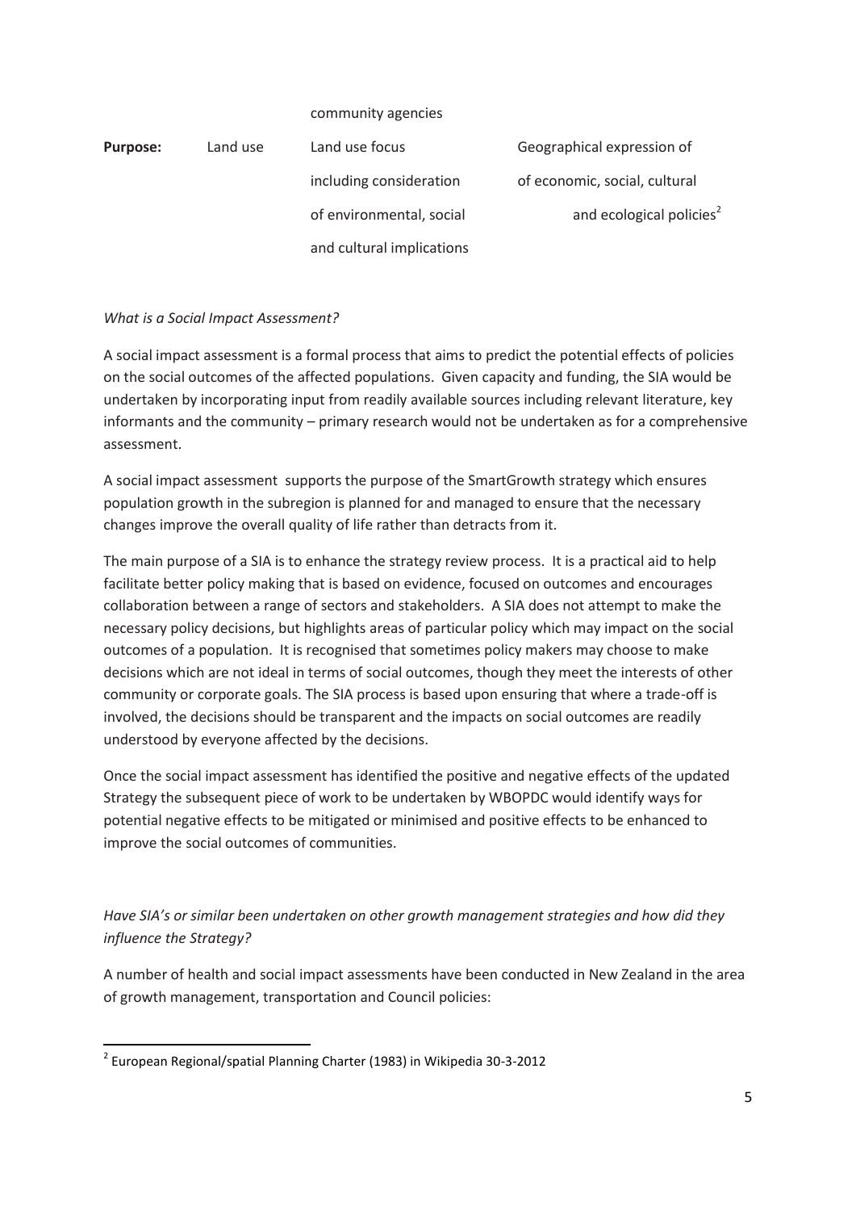|  |  | community agencies |  |
| --- | --- | --- | --- |
| **Purpose:** | Land use | Land use focus including consideration of environmental, social and cultural implications | Geographical expression of of economic, social, cultural and ecological policies[2] |

*What is a Social Impact Assessment?*

A social impact assessment is a formal process that aims to predict the potential effects of policies on the social outcomes of the affected populations. Given capacity and funding, the SIA would be undertaken by incorporating input from readily available sources including relevant literature, key informants and the community – primary research would not be undertaken as for a comprehensive assessment.

A social impact assessment supports the purpose of the SmartGrowth strategy which ensures population growth in the subregion is planned for and managed to ensure that the necessary changes improve the overall quality of life rather than detracts from it.

The main purpose of a SIA is to enhance the strategy review process. It is a practical aid to help facilitate better policy making that is based on evidence, focused on outcomes and encourages collaboration between a range of sectors and stakeholders. A SIA does not attempt to make the necessary policy decisions, but highlights areas of particular policy which may impact on the social outcomes of a population. It is recognised that sometimes policy makers may choose to make decisions which are not ideal in terms of social outcomes, though they meet the interests of other community or corporate goals. The SIA process is based upon ensuring that where a trade-off is involved, the decisions should be transparent and the impacts on social outcomes are readily understood by everyone affected by the decisions.

Once the social impact assessment has identified the positive and negative effects of the updated Strategy the subsequent piece of work to be undertaken by WBOPDC would identify ways for potential negative effects to be mitigated or minimised and positive effects to be enhanced to improve the social outcomes of communities.

*Have SIA's or similar been undertaken on other growth management strategies and how did they influence the Strategy?*

A number of health and social impact assessments have been conducted in New Zealand in the area of growth management, transportation and Council policies:

[2] European Regional/spatial Planning Charter (1983) in Wikipedia 30-3-2012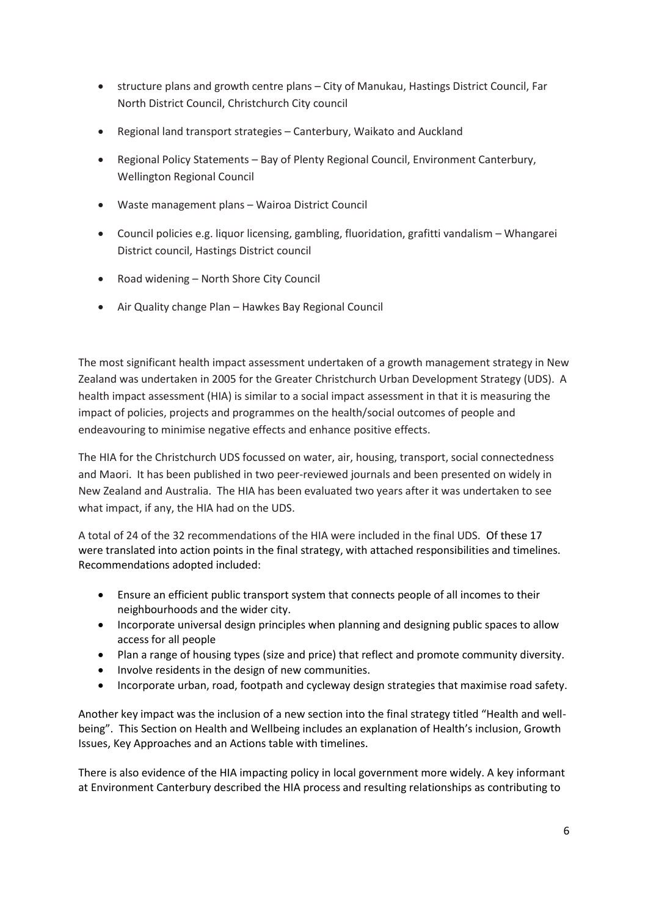- structure plans and growth centre plans – City of Manukau, Hastings District Council, Far North District Council, Christchurch City council
- Regional land transport strategies – Canterbury, Waikato and Auckland
- Regional Policy Statements – Bay of Plenty Regional Council, Environment Canterbury, Wellington Regional Council
- Waste management plans – Wairoa District Council
- Council policies e.g. liquor licensing, gambling, fluoridation, grafitti vandalism – Whangarei District council, Hastings District council
- Road widening – North Shore City Council
- Air Quality change Plan – Hawkes Bay Regional Council

The most significant health impact assessment undertaken of a growth management strategy in New Zealand was undertaken in 2005 for the Greater Christchurch Urban Development Strategy (UDS). A health impact assessment (HIA) is similar to a social impact assessment in that it is measuring the impact of policies, projects and programmes on the health/social outcomes of people and endeavouring to minimise negative effects and enhance positive effects.

The HIA for the Christchurch UDS focussed on water, air, housing, transport, social connectedness and Maori. It has been published in two peer-reviewed journals and been presented on widely in New Zealand and Australia. The HIA has been evaluated two years after it was undertaken to see what impact, if any, the HIA had on the UDS.

A total of 24 of the 32 recommendations of the HIA were included in the final UDS. Of these 17 were translated into action points in the final strategy, with attached responsibilities and timelines. Recommendations adopted included:

- Ensure an efficient public transport system that connects people of all incomes to their neighbourhoods and the wider city.
- Incorporate universal design principles when planning and designing public spaces to allow access for all people
- Plan a range of housing types (size and price) that reflect and promote community diversity.
- Involve residents in the design of new communities.
- Incorporate urban, road, footpath and cycleway design strategies that maximise road safety.

Another key impact was the inclusion of a new section into the final strategy titled "Health and well-being". This Section on Health and Wellbeing includes an explanation of Health's inclusion, Growth Issues, Key Approaches and an Actions table with timelines.

There is also evidence of the HIA impacting policy in local government more widely. A key informant at Environment Canterbury described the HIA process and resulting relationships as contributing to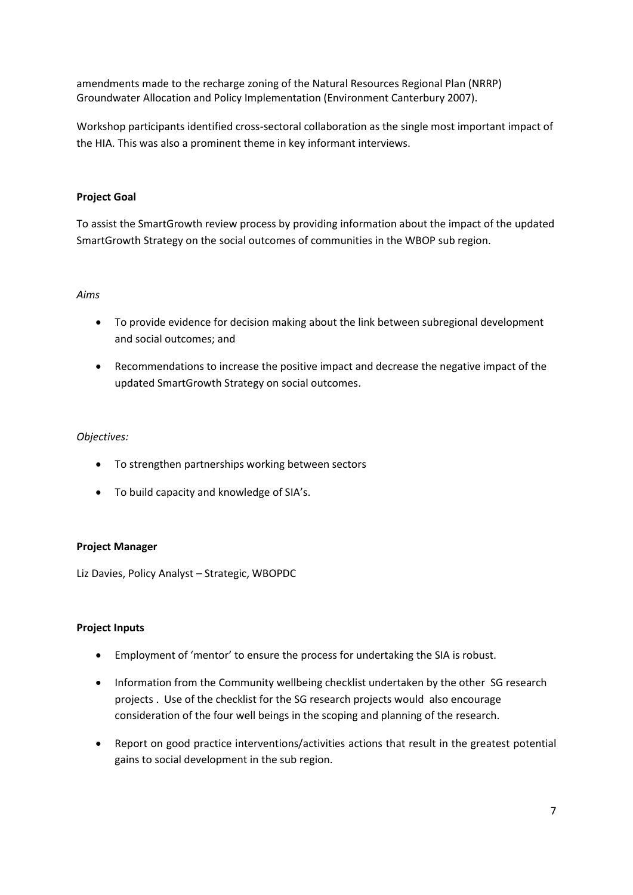amendments made to the recharge zoning of the Natural Resources Regional Plan (NRRP) Groundwater Allocation and Policy Implementation (Environment Canterbury 2007).

Workshop participants identified cross-sectoral collaboration as the single most important impact of the HIA. This was also a prominent theme in key informant interviews.

**Project Goal**

To assist the SmartGrowth review process by providing information about the impact of the updated SmartGrowth Strategy on the social outcomes of communities in the WBOP sub region.

*Aims*

- To provide evidence for decision making about the link between subregional development and social outcomes; and
- Recommendations to increase the positive impact and decrease the negative impact of the updated SmartGrowth Strategy on social outcomes.

*Objectives:*

- To strengthen partnerships working between sectors
- To build capacity and knowledge of SIA's.

**Project Manager**

Liz Davies, Policy Analyst – Strategic, WBOPDC

**Project Inputs**

- Employment of 'mentor' to ensure the process for undertaking the SIA is robust.
- Information from the Community wellbeing checklist undertaken by the other SG research projects . Use of the checklist for the SG research projects would also encourage consideration of the four well beings in the scoping and planning of the research.
- Report on good practice interventions/activities actions that result in the greatest potential gains to social development in the sub region.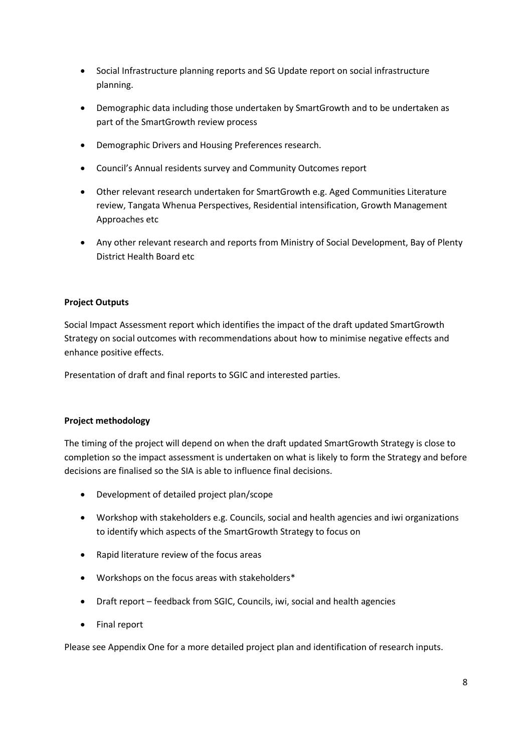- Social Infrastructure planning reports and SG Update report on social infrastructure planning.
- Demographic data including those undertaken by SmartGrowth and to be undertaken as part of the SmartGrowth review process
- Demographic Drivers and Housing Preferences research.
- Council's Annual residents survey and Community Outcomes report
- Other relevant research undertaken for SmartGrowth e.g. Aged Communities Literature review, Tangata Whenua Perspectives, Residential intensification, Growth Management Approaches etc
- Any other relevant research and reports from Ministry of Social Development, Bay of Plenty District Health Board etc

**Project Outputs**

Social Impact Assessment report which identifies the impact of the draft updated SmartGrowth Strategy on social outcomes with recommendations about how to minimise negative effects and enhance positive effects.

Presentation of draft and final reports to SGIC and interested parties.

**Project methodology**

The timing of the project will depend on when the draft updated SmartGrowth Strategy is close to completion so the impact assessment is undertaken on what is likely to form the Strategy and before decisions are finalised so the SIA is able to influence final decisions.

- Development of detailed project plan/scope
- Workshop with stakeholders e.g. Councils, social and health agencies and iwi organizations to identify which aspects of the SmartGrowth Strategy to focus on
- Rapid literature review of the focus areas
- Workshops on the focus areas with stakeholders*
- Draft report – feedback from SGIC, Councils, iwi, social and health agencies
- Final report

Please see Appendix One for a more detailed project plan and identification of research inputs.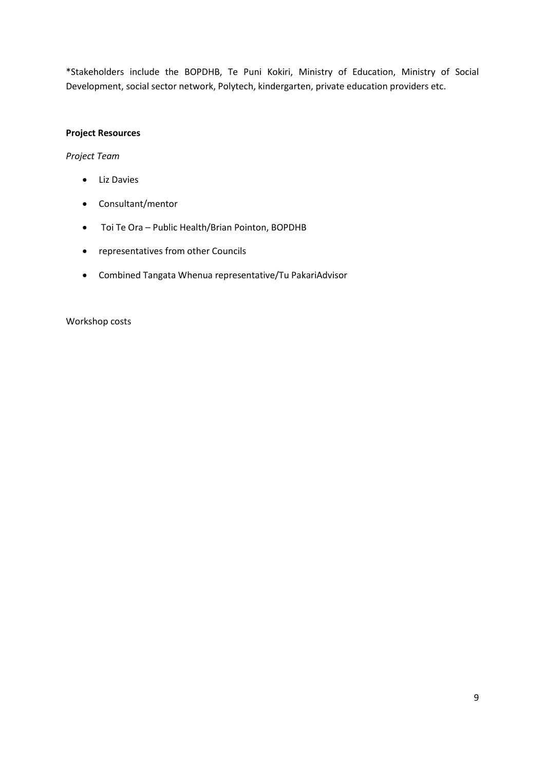*Stakeholders include the BOPDHB, Te Puni Kokiri, Ministry of Education, Ministry of Social Development, social sector network, Polytech, kindergarten, private education providers etc.

**Project Resources**

*Project Team*

- Liz Davies
- Consultant/mentor
- Toi Te Ora – Public Health/Brian Pointon, BOPDHB
- representatives from other Councils
- Combined Tangata Whenua representative/Tu PakariAdvisor

Workshop costs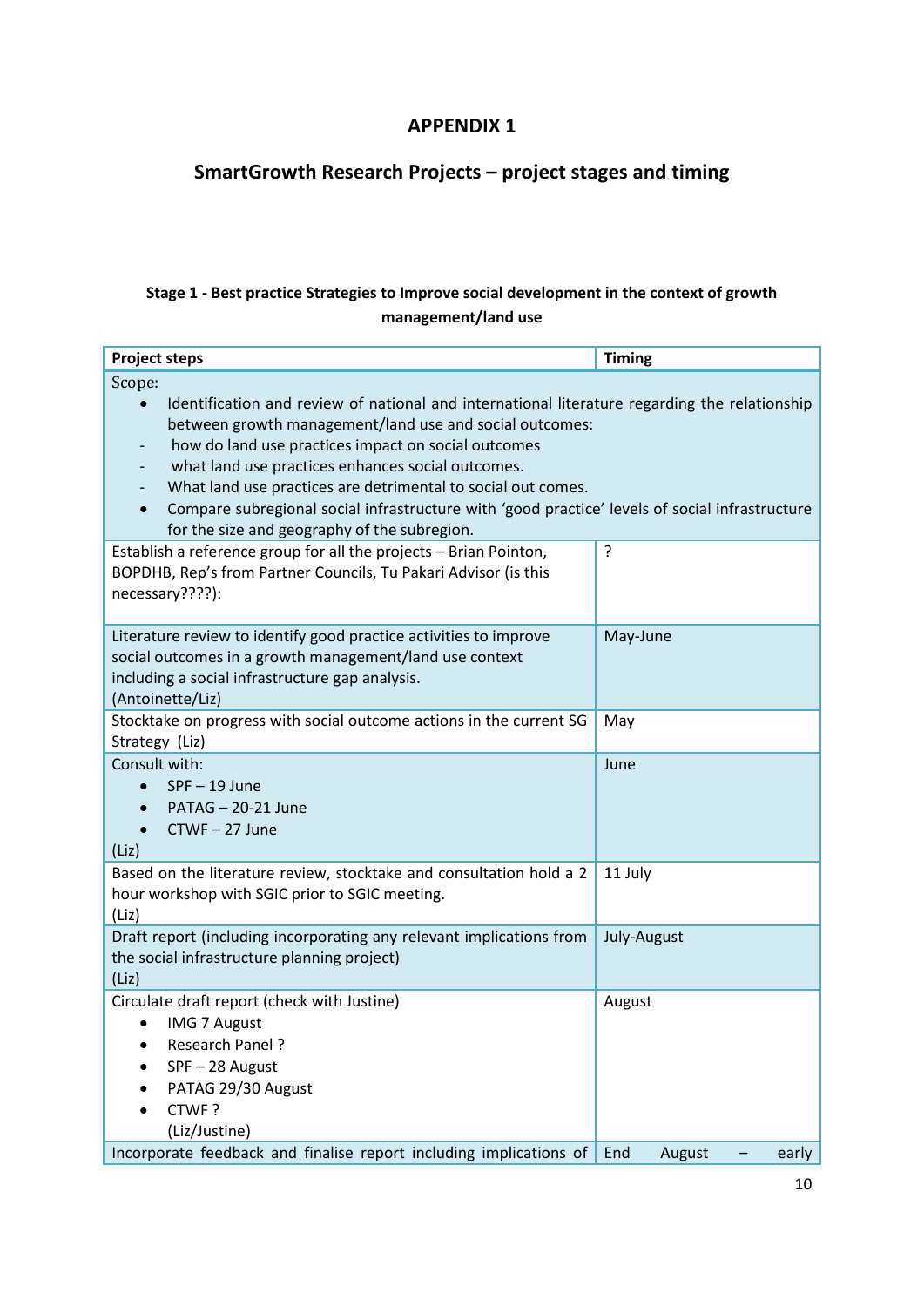# APPENDIX 1

## SmartGrowth Research Projects – project stages and timing

### Stage 1 - Best practice Strategies to Improve social development in the context of growth management/land use

| Project steps | Timing |
|---|---|
| Scope:<br>• Identification and review of national and international literature regarding the relationship between growth management/land use and social outcomes:<br>- how do land use practices impact on social outcomes<br>- what land use practices enhances social outcomes.<br>- What land use practices are detrimental to social out comes.<br>• Compare subregional social infrastructure with 'good practice' levels of social infrastructure for the size and geography of the subregion. | |
| Establish a reference group for all the projects – Brian Pointon, BOPDHB, Rep's from Partner Councils, Tu Pakari Advisor (is this necessary????): | ? |
| Literature review to identify good practice activities to improve social outcomes in a growth management/land use context including a social infrastructure gap analysis.<br>(Antoinette/Liz) | May-June |
| Stocktake on progress with social outcome actions in the current SG Strategy (Liz) | May |
| Consult with:<br>• SPF – 19 June<br>• PATAG – 20-21 June<br>• CTWF – 27 June<br>(Liz) | June |
| Based on the literature review, stocktake and consultation hold a 2 hour workshop with SGIC prior to SGIC meeting.<br>(Liz) | 11 July |
| Draft report (including incorporating any relevant implications from the social infrastructure planning project)<br>(Liz) | July-August |
| Circulate draft report (check with Justine)<br>• IMG 7 August<br>• Research Panel ?<br>• SPF – 28 August<br>• PATAG 29/30 August<br>• CTWF ?<br>(Liz/Justine) | August |
| Incorporate feedback and finalise report including implications of | End August – early |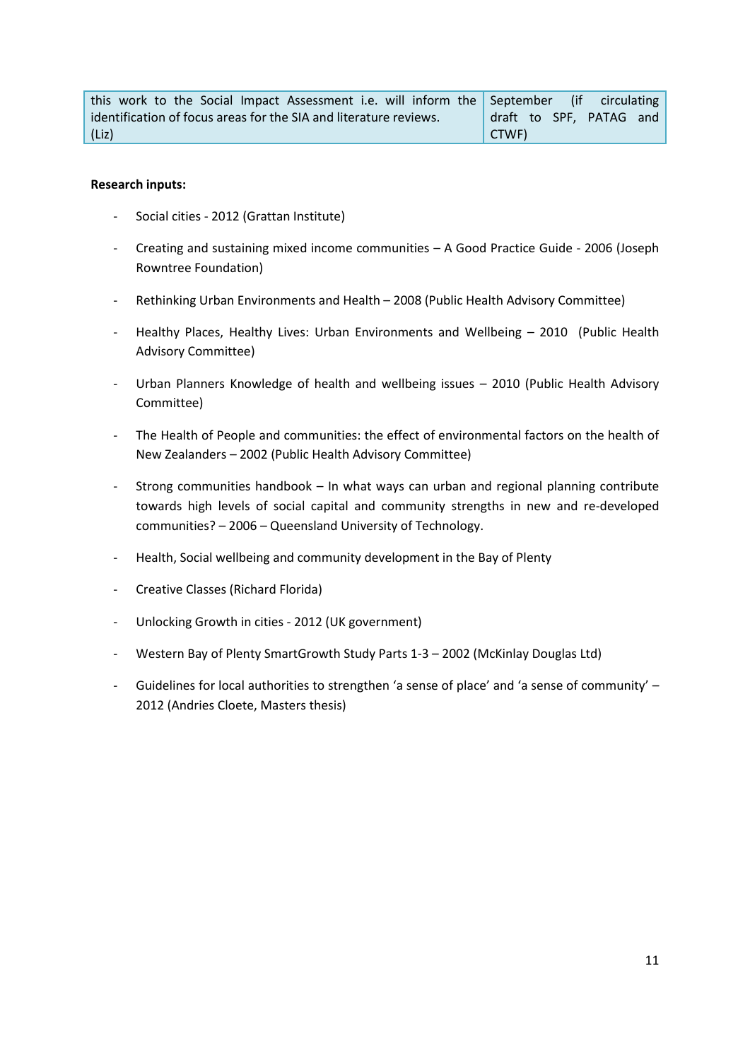| | |
|---|---|
| this work to the Social Impact Assessment i.e. will inform the identification of focus areas for the SIA and literature reviews. (Liz) | September (if circulating draft to SPF, PATAG and CTWF) |

**Research inputs:**

- Social cities - 2012 (Grattan Institute)
- Creating and sustaining mixed income communities – A Good Practice Guide - 2006 (Joseph Rowntree Foundation)
- Rethinking Urban Environments and Health – 2008 (Public Health Advisory Committee)
- Healthy Places, Healthy Lives: Urban Environments and Wellbeing – 2010 (Public Health Advisory Committee)
- Urban Planners Knowledge of health and wellbeing issues – 2010 (Public Health Advisory Committee)
- The Health of People and communities: the effect of environmental factors on the health of New Zealanders – 2002 (Public Health Advisory Committee)
- Strong communities handbook – In what ways can urban and regional planning contribute towards high levels of social capital and community strengths in new and re-developed communities? – 2006 – Queensland University of Technology.
- Health, Social wellbeing and community development in the Bay of Plenty
- Creative Classes (Richard Florida)
- Unlocking Growth in cities - 2012 (UK government)
- Western Bay of Plenty SmartGrowth Study Parts 1-3 – 2002 (McKinlay Douglas Ltd)
- Guidelines for local authorities to strengthen 'a sense of place' and 'a sense of community' – 2012 (Andries Cloete, Masters thesis)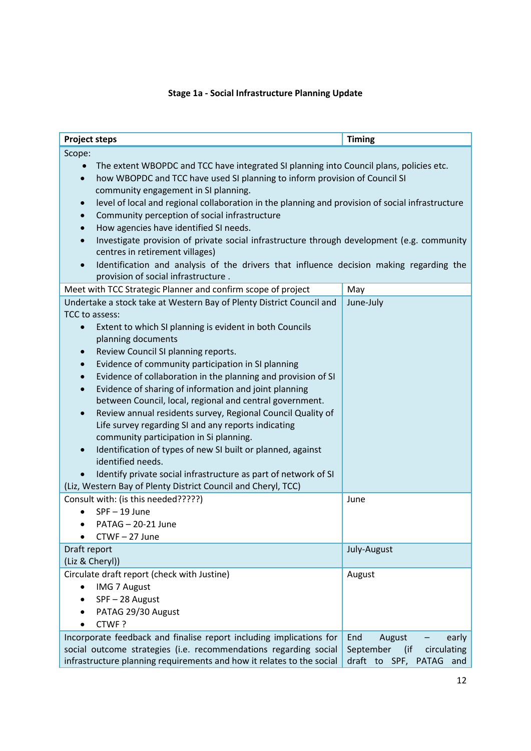**Stage 1a - Social Infrastructure Planning Update**

| Project steps | Timing |
|---|---|
| Scope:<br>• The extent WBOPDC and TCC have integrated SI planning into Council plans, policies etc.<br>• how WBOPDC and TCC have used SI planning to inform provision of Council SI community engagement in SI planning.<br>• level of local and regional collaboration in the planning and provision of social infrastructure<br>• Community perception of social infrastructure<br>• How agencies have identified SI needs.<br>• Investigate provision of private social infrastructure through development (e.g. community centres in retirement villages)<br>• Identification and analysis of the drivers that influence decision making regarding the provision of social infrastructure . | |
| Meet with TCC Strategic Planner and confirm scope of project | May |
| Undertake a stock take at Western Bay of Plenty District Council and TCC to assess:<br>• Extent to which SI planning is evident in both Councils planning documents<br>• Review Council SI planning reports.<br>• Evidence of community participation in SI planning<br>• Evidence of collaboration in the planning and provision of SI<br>• Evidence of sharing of information and joint planning between Council, local, regional and central government.<br>• Review annual residents survey, Regional Council Quality of Life survey regarding SI and any reports indicating community participation in Si planning.<br>• Identification of types of new SI built or planned, against identified needs.<br>• Identify private social infrastructure as part of network of SI<br>(Liz, Western Bay of Plenty District Council and Cheryl, TCC) | June-July |
| Consult with: (is this needed?????)<br>• SPF – 19 June<br>• PATAG – 20-21 June<br>• CTWF – 27 June | June |
| Draft report<br>(Liz & Cheryl)) | July-August |
| Circulate draft report (check with Justine)<br>• IMG 7 August<br>• SPF – 28 August<br>• PATAG 29/30 August<br>• CTWF ? | August |
| Incorporate feedback and finalise report including implications for social outcome strategies (i.e. recommendations regarding social infrastructure planning requirements and how it relates to the social | End August – early September (if circulating draft to SPF, PATAG and |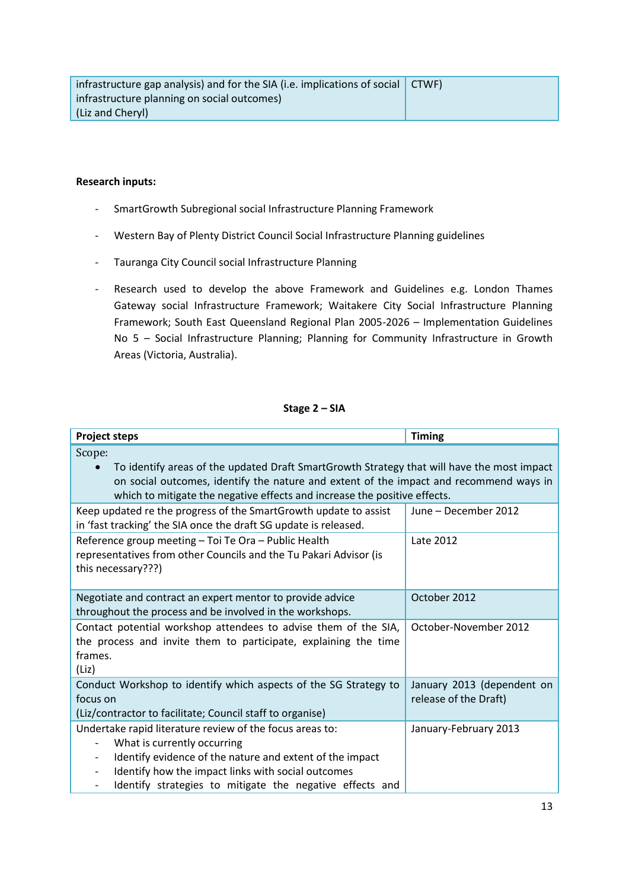| | |
|---|---|
| infrastructure gap analysis) and for the SIA (i.e. implications of social infrastructure planning on social outcomes)<br>(Liz and Cheryl) | CTWF) |

**Research inputs:**

- SmartGrowth Subregional social Infrastructure Planning Framework
- Western Bay of Plenty District Council Social Infrastructure Planning guidelines
- Tauranga City Council social Infrastructure Planning
- Research used to develop the above Framework and Guidelines e.g. London Thames Gateway social Infrastructure Framework; Waitakere City Social Infrastructure Planning Framework; South East Queensland Regional Plan 2005-2026 – Implementation Guidelines No 5 – Social Infrastructure Planning; Planning for Community Infrastructure in Growth Areas (Victoria, Australia).

**Stage 2 – SIA**

| Project steps | Timing |
|---|---|
| Scope:<br>• To identify areas of the updated Draft SmartGrowth Strategy that will have the most impact on social outcomes, identify the nature and extent of the impact and recommend ways in which to mitigate the negative effects and increase the positive effects. | |
| Keep updated re the progress of the SmartGrowth update to assist in 'fast tracking' the SIA once the draft SG update is released. | June – December 2012 |
| Reference group meeting – Toi Te Ora – Public Health representatives from other Councils and the Tu Pakari Advisor (is this necessary???) | Late 2012 |
| Negotiate and contract an expert mentor to provide advice throughout the process and be involved in the workshops. | October 2012 |
| Contact potential workshop attendees to advise them of the SIA, the process and invite them to participate, explaining the time frames.<br>(Liz) | October-November 2012 |
| Conduct Workshop to identify which aspects of the SG Strategy to focus on<br>(Liz/contractor to facilitate; Council staff to organise) | January 2013 (dependent on release of the Draft) |
| Undertake rapid literature review of the focus areas to:<br>- What is currently occurring<br>- Identify evidence of the nature and extent of the impact<br>- Identify how the impact links with social outcomes<br>- Identify strategies to mitigate the negative effects and | January-February 2013 |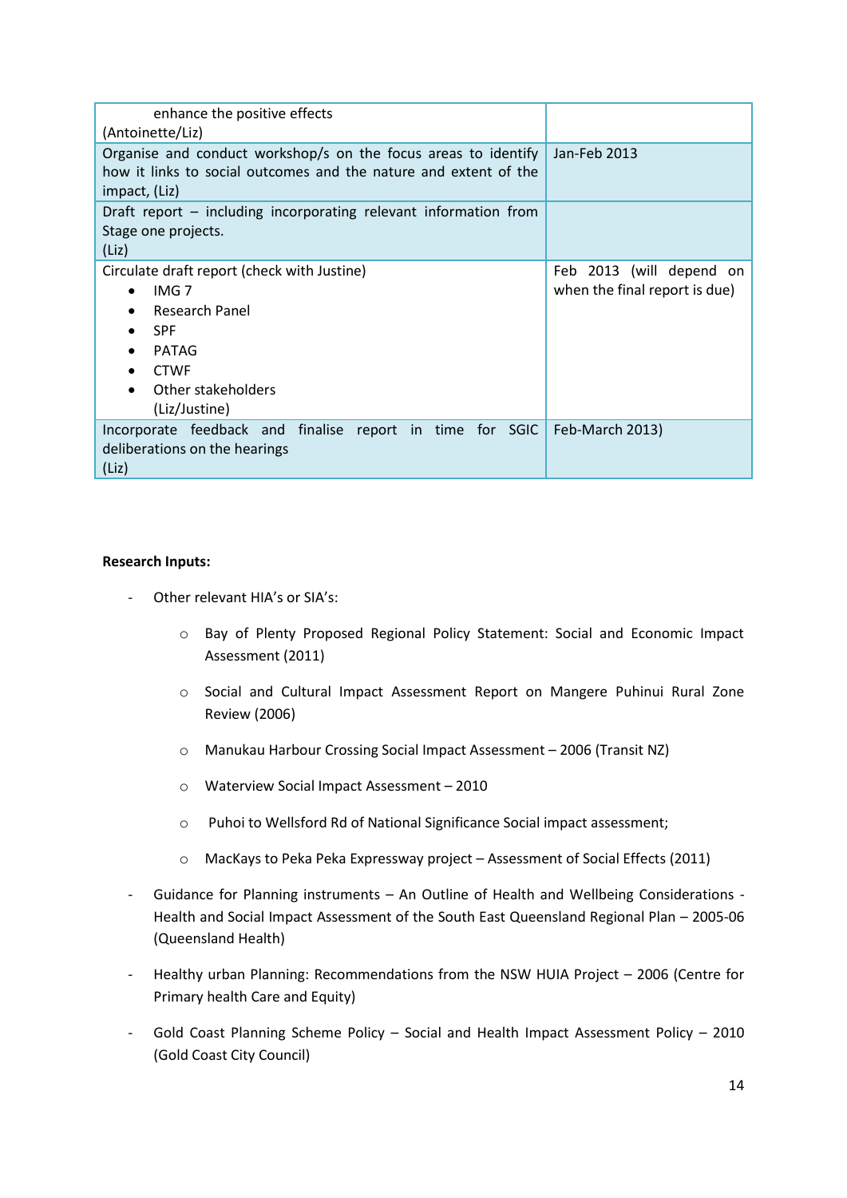| | |
|---|---|
| enhance the positive effects<br>(Antoinette/Liz) | |
| Organise and conduct workshop/s on the focus areas to identify how it links to social outcomes and the nature and extent of the impact, (Liz) | Jan-Feb 2013 |
| Draft report – including incorporating relevant information from Stage one projects.<br>(Liz) | |
| Circulate draft report (check with Justine)<br>• IMG 7<br>• Research Panel<br>• SPF<br>• PATAG<br>• CTWF<br>• Other stakeholders<br>(Liz/Justine) | Feb 2013 (will depend on when the final report is due) |
| Incorporate feedback and finalise report in time for SGIC deliberations on the hearings<br>(Liz) | Feb-March 2013) |

**Research Inputs:**

- Other relevant HIA's or SIA's:
  - Bay of Plenty Proposed Regional Policy Statement: Social and Economic Impact Assessment (2011)
  - Social and Cultural Impact Assessment Report on Mangere Puhinui Rural Zone Review (2006)
  - Manukau Harbour Crossing Social Impact Assessment – 2006 (Transit NZ)
  - Waterview Social Impact Assessment – 2010
  - Puhoi to Wellsford Rd of National Significance Social impact assessment;
  - MacKays to Peka Peka Expressway project – Assessment of Social Effects (2011)
- Guidance for Planning instruments – An Outline of Health and Wellbeing Considerations - Health and Social Impact Assessment of the South East Queensland Regional Plan – 2005-06 (Queensland Health)
- Healthy urban Planning: Recommendations from the NSW HUIA Project – 2006 (Centre for Primary health Care and Equity)
- Gold Coast Planning Scheme Policy – Social and Health Impact Assessment Policy – 2010 (Gold Coast City Council)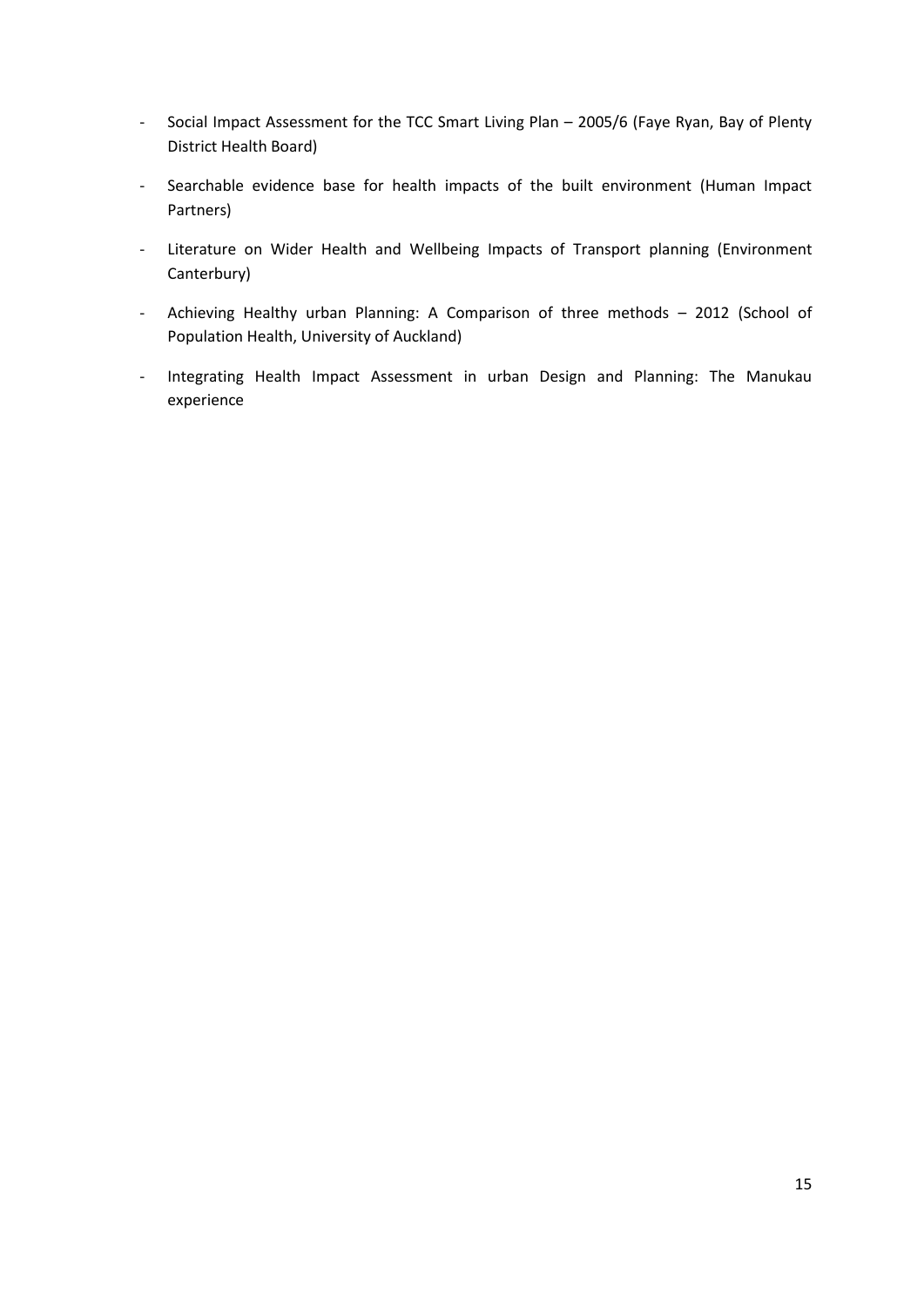- Social Impact Assessment for the TCC Smart Living Plan – 2005/6 (Faye Ryan, Bay of Plenty District Health Board)
- Searchable evidence base for health impacts of the built environment (Human Impact Partners)
- Literature on Wider Health and Wellbeing Impacts of Transport planning (Environment Canterbury)
- Achieving Healthy urban Planning: A Comparison of three methods – 2012 (School of Population Health, University of Auckland)
- Integrating Health Impact Assessment in urban Design and Planning: The Manukau experience